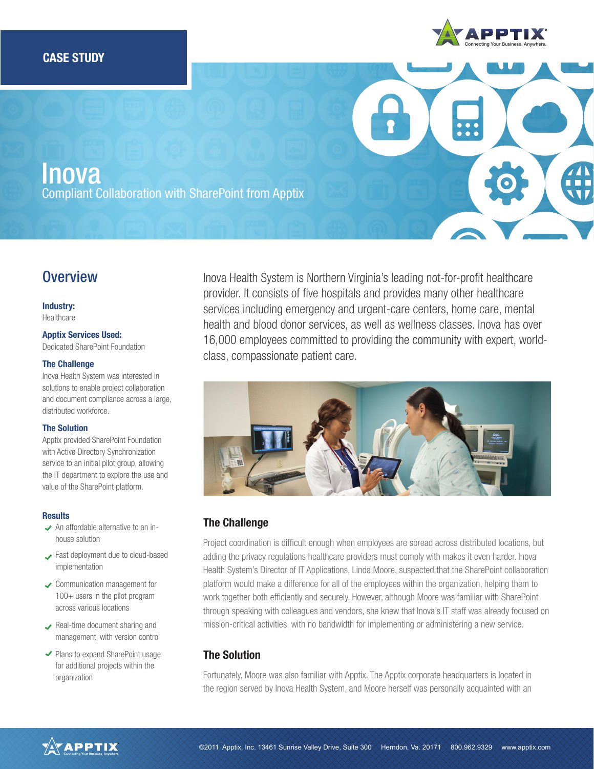CASE STUDY

# Inova

Compliant Collaboration with SharePoint from Apptix

## Overview

**Industry:**
Healthcare

**Apptix Services Used:**
Dedicated SharePoint Foundation

**The Challenge**
Inova Health System was interested in solutions to enable project collaboration and document compliance across a large, distributed workforce.

**The Solution**
Apptix provided SharePoint Foundation with Active Directory Synchronization service to an initial pilot group, allowing the IT department to explore the use and value of the SharePoint platform.

**Results**

- An affordable alternative to an in-house solution
- Fast deployment due to cloud-based implementation
- Communication management for 100+ users in the pilot program across various locations
- Real-time document sharing and management, with version control
- Plans to expand SharePoint usage for additional projects within the organization

Inova Health System is Northern Virginia's leading not-for-profit healthcare provider. It consists of five hospitals and provides many other healthcare services including emergency and urgent-care centers, home care, mental health and blood donor services, as well as wellness classes. Inova has over 16,000 employees committed to providing the community with expert, world-class, compassionate patient care.

### The Challenge

Project coordination is difficult enough when employees are spread across distributed locations, but adding the privacy regulations healthcare providers must comply with makes it even harder. Inova Health System's Director of IT Applications, Linda Moore, suspected that the SharePoint collaboration platform would make a difference for all of the employees within the organization, helping them to work together both efficiently and securely. However, although Moore was familiar with SharePoint through speaking with colleagues and vendors, she knew that Inova's IT staff was already focused on mission-critical activities, with no bandwidth for implementing or administering a new service.

### The Solution

Fortunately, Moore was also familiar with Apptix. The Apptix corporate headquarters is located in the region served by Inova Health System, and Moore herself was personally acquainted with an

©2011 Apptix, Inc. 13461 Sunrise Valley Drive, Suite 300 Herndon, Va. 20171 800.962.9329 www.apptix.com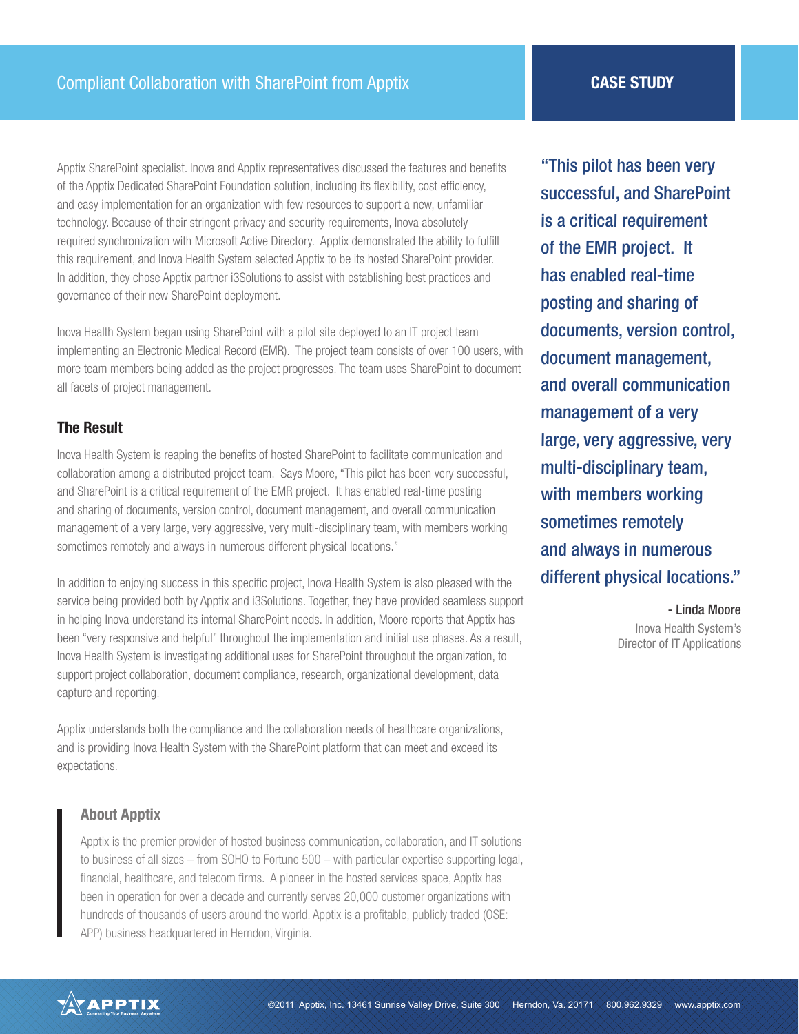Apptix SharePoint specialist. Inova and Apptix representatives discussed the features and benefits of the Apptix Dedicated SharePoint Foundation solution, including its flexibility, cost efficiency, and easy implementation for an organization with few resources to support a new, unfamiliar technology. Because of their stringent privacy and security requirements, Inova absolutely required synchronization with Microsoft Active Directory. Apptix demonstrated the ability to fulfill this requirement, and Inova Health System selected Apptix to be its hosted SharePoint provider. In addition, they chose Apptix partner i3Solutions to assist with establishing best practices and governance of their new SharePoint deployment.

Inova Health System began using SharePoint with a pilot site deployed to an IT project team implementing an Electronic Medical Record (EMR). The project team consists of over 100 users, with more team members being added as the project progresses. The team uses SharePoint to document all facets of project management.

## The Result

Inova Health System is reaping the benefits of hosted SharePoint to facilitate communication and collaboration among a distributed project team. Says Moore, "This pilot has been very successful, and SharePoint is a critical requirement of the EMR project. It has enabled real-time posting and sharing of documents, version control, document management, and overall communication management of a very large, very aggressive, very multi-disciplinary team, with members working sometimes remotely and always in numerous different physical locations."

In addition to enjoying success in this specific project, Inova Health System is also pleased with the service being provided both by Apptix and i3Solutions. Together, they have provided seamless support in helping Inova understand its internal SharePoint needs. In addition, Moore reports that Apptix has been "very responsive and helpful" throughout the implementation and initial use phases. As a result, Inova Health System is investigating additional uses for SharePoint throughout the organization, to support project collaboration, document compliance, research, organizational development, data capture and reporting.

Apptix understands both the compliance and the collaboration needs of healthcare organizations, and is providing Inova Health System with the SharePoint platform that can meet and exceed its expectations.

> "This pilot has been very successful, and SharePoint is a critical requirement of the EMR project. It has enabled real-time posting and sharing of documents, version control, document management, and overall communication management of a very large, very aggressive, very multi-disciplinary team, with members working sometimes remotely and always in numerous different physical locations."
>
> **- Linda Moore**
> Inova Health System's Director of IT Applications

### About Apptix

Apptix is the premier provider of hosted business communication, collaboration, and IT solutions to business of all sizes – from SOHO to Fortune 500 – with particular expertise supporting legal, financial, healthcare, and telecom firms. A pioneer in the hosted services space, Apptix has been in operation for over a decade and currently serves 20,000 customer organizations with hundreds of thousands of users around the world. Apptix is a profitable, publicly traded (OSE: APP) business headquartered in Herndon, Virginia.

©2011 Apptix, Inc. 13461 Sunrise Valley Drive, Suite 300 Herndon, Va. 20171 800.962.9329 www.apptix.com